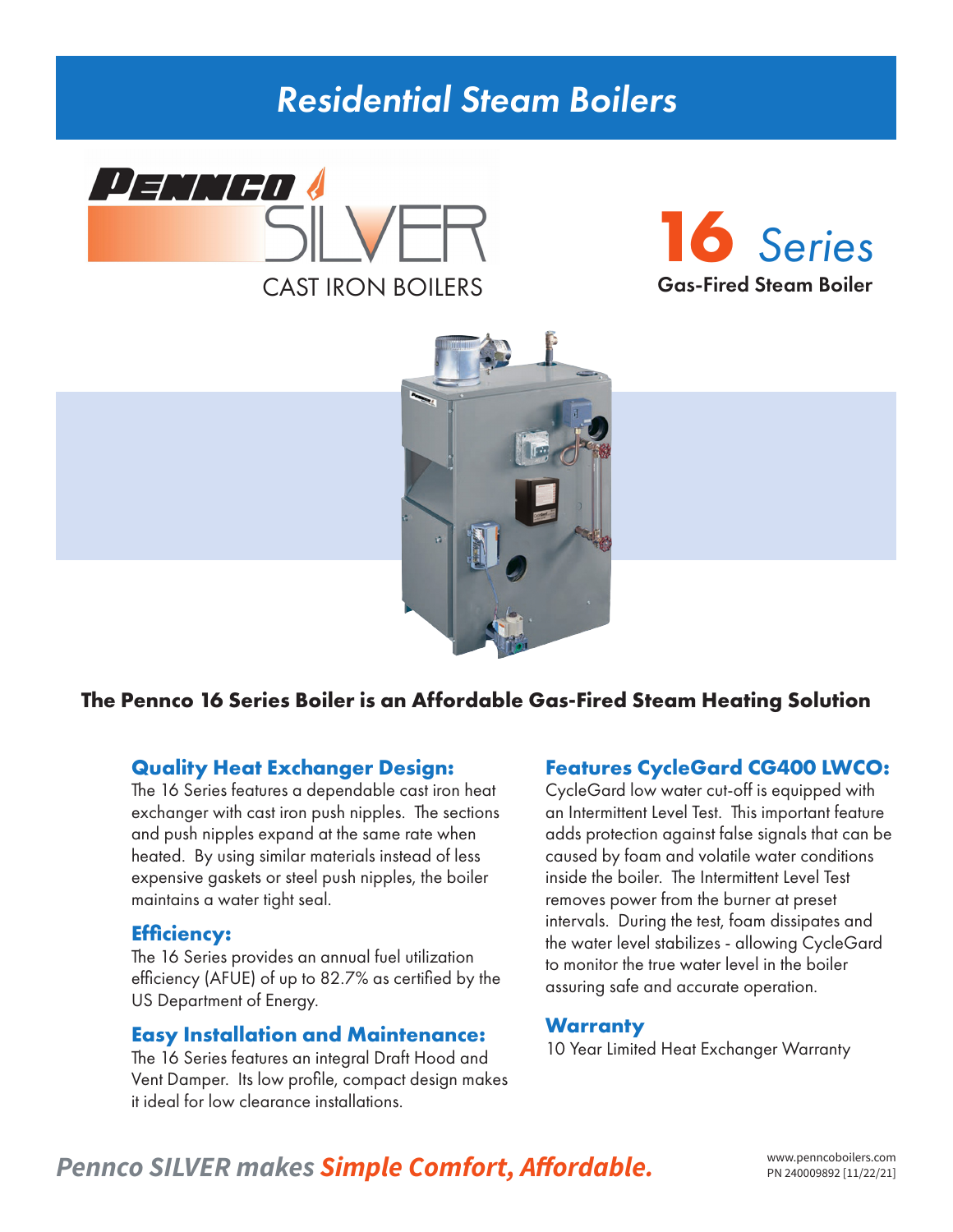# Residential Steam Boilers

PENNCO SILVER

CAST IRON BOILERS

**16** *Series*

**Gas-Fired Steam Boiler**

## The Pennco 16 Series Boiler is an Affordable Gas-Fired Steam Heating Solution

### Quality Heat Exchanger Design:

The 16 Series features a dependable cast iron heat exchanger with cast iron push nipples. The sections and push nipples expand at the same rate when heated. By using similar materials instead of less expensive gaskets or steel push nipples, the boiler maintains a water tight seal.

### Efficiency:

The 16 Series provides an annual fuel utilization efficiency (AFUE) of up to 82.7% as certified by the US Department of Energy.

### Easy Installation and Maintenance:

The 16 Series features an integral Draft Hood and Vent Damper. Its low profile, compact design makes it ideal for low clearance installations.

### Features CycleGard CG400 LWCO:

CycleGard low water cut-off is equipped with an Intermittent Level Test. This important feature adds protection against false signals that can be caused by foam and volatile water conditions inside the boiler. The Intermittent Level Test removes power from the burner at preset intervals. During the test, foam dissipates and the water level stabilizes - allowing CycleGard to monitor the true water level in the boiler assuring safe and accurate operation.

### Warranty

10 Year Limited Heat Exchanger Warranty

*Pennco SILVER makes **Simple Comfort, Affordable.***

www.penncoboilers.com
PN 240009892 [11/22/21]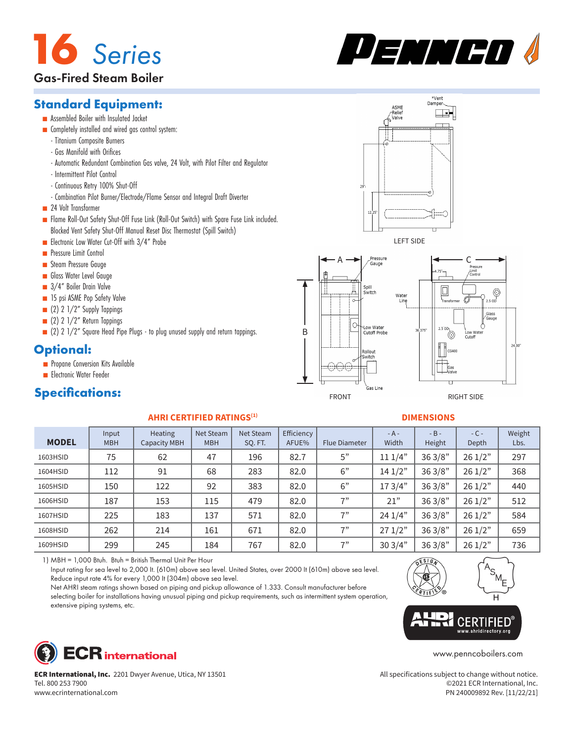# 16 Series

## Gas-Fired Steam Boiler

PENNCO

## Standard Equipment:

- Assembled Boiler with Insulated Jacket
- Completely installed and wired gas control system:
  - Titanium Composite Burners
  - Gas Manifold with Orifices
  - Automatic Redundant Combination Gas valve, 24 Volt, with Pilot Filter and Regulator
  - Intermittent Pilot Control
  - Continuous Retry 100% Shut-Off
  - Combination Pilot Burner/Electrode/Flame Sensor and Integral Draft Diverter
- 24 Volt Transformer
- Flame Roll-Out Safety Shut-Off Fuse Link (Roll-Out Switch) with Spare Fuse Link included. Blocked Vent Safety Shut-Off Manual Reset Disc Thermostat (Spill Switch)
- Electronic Low Water Cut-Off with 3/4" Probe
- Pressure Limit Control
- Steam Pressure Gauge
- Glass Water Level Gauge
- 3/4" Boiler Drain Valve
- 15 psi ASME Pop Safety Valve
- (2) 2 1/2" Supply Tappings
- (2) 2 1/2" Return Tappings
- (2) 2 1/2" Square Head Pipe Plugs - to plug unused supply and return tappings.

## Optional:

- Propane Conversion Kits Available
- Electronic Water Feeder

*Vent Damper
ASME Relief Valve
29"
12.25"
LEFT SIDE

A
Pressure Gauge
Spill Switch
Low Water Cutoff Probe
Rollout Switch
Gas Line
B
FRONT

C
4.75"
Pressure Limit Control
Water Line
Transformer
2.5 OD
Glass Gauge
36.375"
2.5 OD
Low Water Cutoff
24.00"
CG400
Gas Valve
RIGHT SIDE

## Specifications:

| MODEL | AHRI CERTIFIED RATINGS[1] Input MBH | Heating Capacity MBH | Net Steam MBH | Net Steam SQ. FT. | Efficiency AFUE% | Flue Diameter | DIMENSIONS - A - Width | - B - Height | - C - Depth | Weight Lbs. |
|---|---|---|---|---|---|---|---|---|---|---|
| 1603HSID | 75 | 62 | 47 | 196 | 82.7 | 5" | 11 1/4" | 36 3/8" | 26 1/2" | 297 |
| 1604HSID | 112 | 91 | 68 | 283 | 82.0 | 6" | 14 1/2" | 36 3/8" | 26 1/2" | 368 |
| 1605HSID | 150 | 122 | 92 | 383 | 82.0 | 6" | 17 3/4" | 36 3/8" | 26 1/2" | 440 |
| 1606HSID | 187 | 153 | 115 | 479 | 82.0 | 7" | 21" | 36 3/8" | 26 1/2" | 512 |
| 1607HSID | 225 | 183 | 137 | 571 | 82.0 | 7" | 24 1/4" | 36 3/8" | 26 1/2" | 584 |
| 1608HSID | 262 | 214 | 161 | 671 | 82.0 | 7" | 27 1/2" | 36 3/8" | 26 1/2" | 659 |
| 1609HSID | 299 | 245 | 184 | 767 | 82.0 | 7" | 30 3/4" | 36 3/8" | 26 1/2" | 736 |

1) MBH = 1,000 Btuh. Btuh = British Thermal Unit Per Hour
Input rating for sea level to 2,000 lt. (610m) above sea level. United States, over 2000 lt (610m) above sea level. Reduce input rate 4% for every 1,000 lt (304m) above sea level.
Net AHRI steam ratings shown based on piping and pickup allowance of 1.333. Consult manufacturer before selecting boiler for installations having unusual piping and pickup requirements, such as intermittent system operation, extensive piping systems, etc.

DESIGN CERTIFIED
ASME H
AHRI CERTIFIED® www.ahridirectory.org

ECR international

**ECR International, Inc.** 2201 Dwyer Avenue, Utica, NY 13501
Tel. 800 253 7900
www.ecrinternational.com

www.penncoboilers.com

All specifications subject to change without notice.
©2021 ECR International, Inc.
PN 240009892 Rev. [11/22/21]